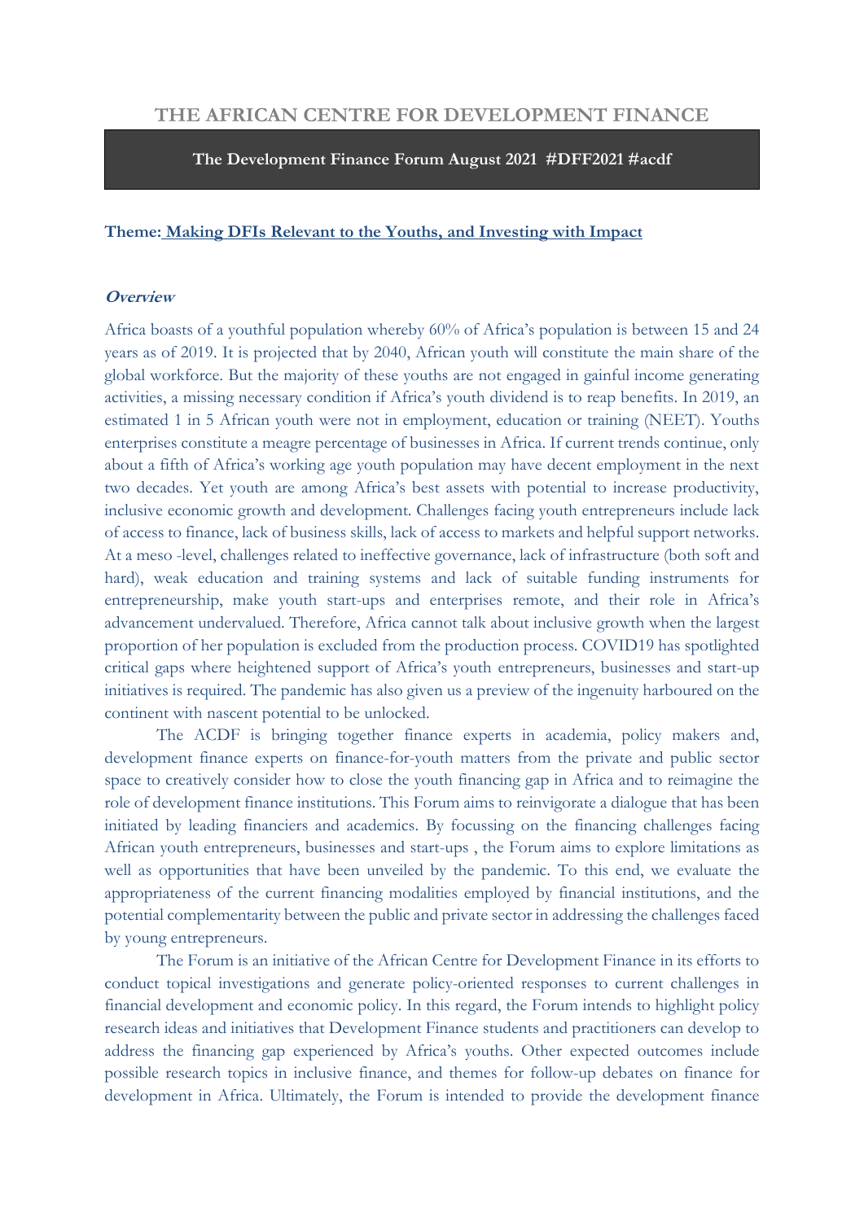# THE AFRICAN CENTRE FOR DEVELOPMENT FINANCE

**The Development Finance Forum August 2021 #DFF2021 #acdf**

**Theme: Making DFIs Relevant to the Youths, and Investing with Impact**

***Overview***

Africa boasts of a youthful population whereby 60% of Africa's population is between 15 and 24 years as of 2019. It is projected that by 2040, African youth will constitute the main share of the global workforce. But the majority of these youths are not engaged in gainful income generating activities, a missing necessary condition if Africa's youth dividend is to reap benefits. In 2019, an estimated 1 in 5 African youth were not in employment, education or training (NEET). Youths enterprises constitute a meagre percentage of businesses in Africa. If current trends continue, only about a fifth of Africa's working age youth population may have decent employment in the next two decades. Yet youth are among Africa's best assets with potential to increase productivity, inclusive economic growth and development. Challenges facing youth entrepreneurs include lack of access to finance, lack of business skills, lack of access to markets and helpful support networks. At a meso -level, challenges related to ineffective governance, lack of infrastructure (both soft and hard), weak education and training systems and lack of suitable funding instruments for entrepreneurship, make youth start-ups and enterprises remote, and their role in Africa's advancement undervalued. Therefore, Africa cannot talk about inclusive growth when the largest proportion of her population is excluded from the production process. COVID19 has spotlighted critical gaps where heightened support of Africa's youth entrepreneurs, businesses and start-up initiatives is required. The pandemic has also given us a preview of the ingenuity harboured on the continent with nascent potential to be unlocked.

The ACDF is bringing together finance experts in academia, policy makers and, development finance experts on finance-for-youth matters from the private and public sector space to creatively consider how to close the youth financing gap in Africa and to reimagine the role of development finance institutions. This Forum aims to reinvigorate a dialogue that has been initiated by leading financiers and academics. By focussing on the financing challenges facing African youth entrepreneurs, businesses and start-ups , the Forum aims to explore limitations as well as opportunities that have been unveiled by the pandemic. To this end, we evaluate the appropriateness of the current financing modalities employed by financial institutions, and the potential complementarity between the public and private sector in addressing the challenges faced by young entrepreneurs.

The Forum is an initiative of the African Centre for Development Finance in its efforts to conduct topical investigations and generate policy-oriented responses to current challenges in financial development and economic policy. In this regard, the Forum intends to highlight policy research ideas and initiatives that Development Finance students and practitioners can develop to address the financing gap experienced by Africa's youths. Other expected outcomes include possible research topics in inclusive finance, and themes for follow-up debates on finance for development in Africa. Ultimately, the Forum is intended to provide the development finance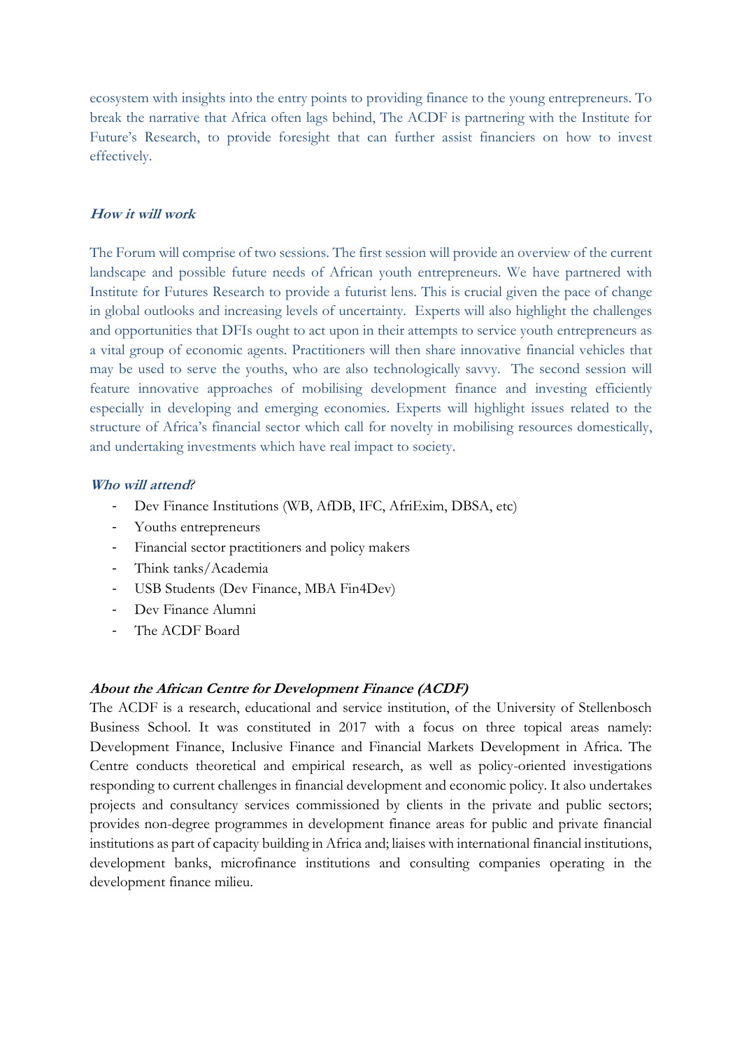ecosystem with insights into the entry points to providing finance to the young entrepreneurs. To break the narrative that Africa often lags behind, The ACDF is partnering with the Institute for Future's Research, to provide foresight that can further assist financiers on how to invest effectively.

***How it will work***

The Forum will comprise of two sessions. The first session will provide an overview of the current landscape and possible future needs of African youth entrepreneurs. We have partnered with Institute for Futures Research to provide a futurist lens. This is crucial given the pace of change in global outlooks and increasing levels of uncertainty. Experts will also highlight the challenges and opportunities that DFIs ought to act upon in their attempts to service youth entrepreneurs as a vital group of economic agents. Practitioners will then share innovative financial vehicles that may be used to serve the youths, who are also technologically savvy. The second session will feature innovative approaches of mobilising development finance and investing efficiently especially in developing and emerging economies. Experts will highlight issues related to the structure of Africa's financial sector which call for novelty in mobilising resources domestically, and undertaking investments which have real impact to society.

***Who will attend?***

- Dev Finance Institutions (WB, AfDB, IFC, AfriExim, DBSA, etc)
- Youths entrepreneurs
- Financial sector practitioners and policy makers
- Think tanks/Academia
- USB Students (Dev Finance, MBA Fin4Dev)
- Dev Finance Alumni
- The ACDF Board

***About the African Centre for Development Finance (ACDF)***

The ACDF is a research, educational and service institution, of the University of Stellenbosch Business School. It was constituted in 2017 with a focus on three topical areas namely: Development Finance, Inclusive Finance and Financial Markets Development in Africa. The Centre conducts theoretical and empirical research, as well as policy-oriented investigations responding to current challenges in financial development and economic policy. It also undertakes projects and consultancy services commissioned by clients in the private and public sectors; provides non-degree programmes in development finance areas for public and private financial institutions as part of capacity building in Africa and; liaises with international financial institutions, development banks, microfinance institutions and consulting companies operating in the development finance milieu.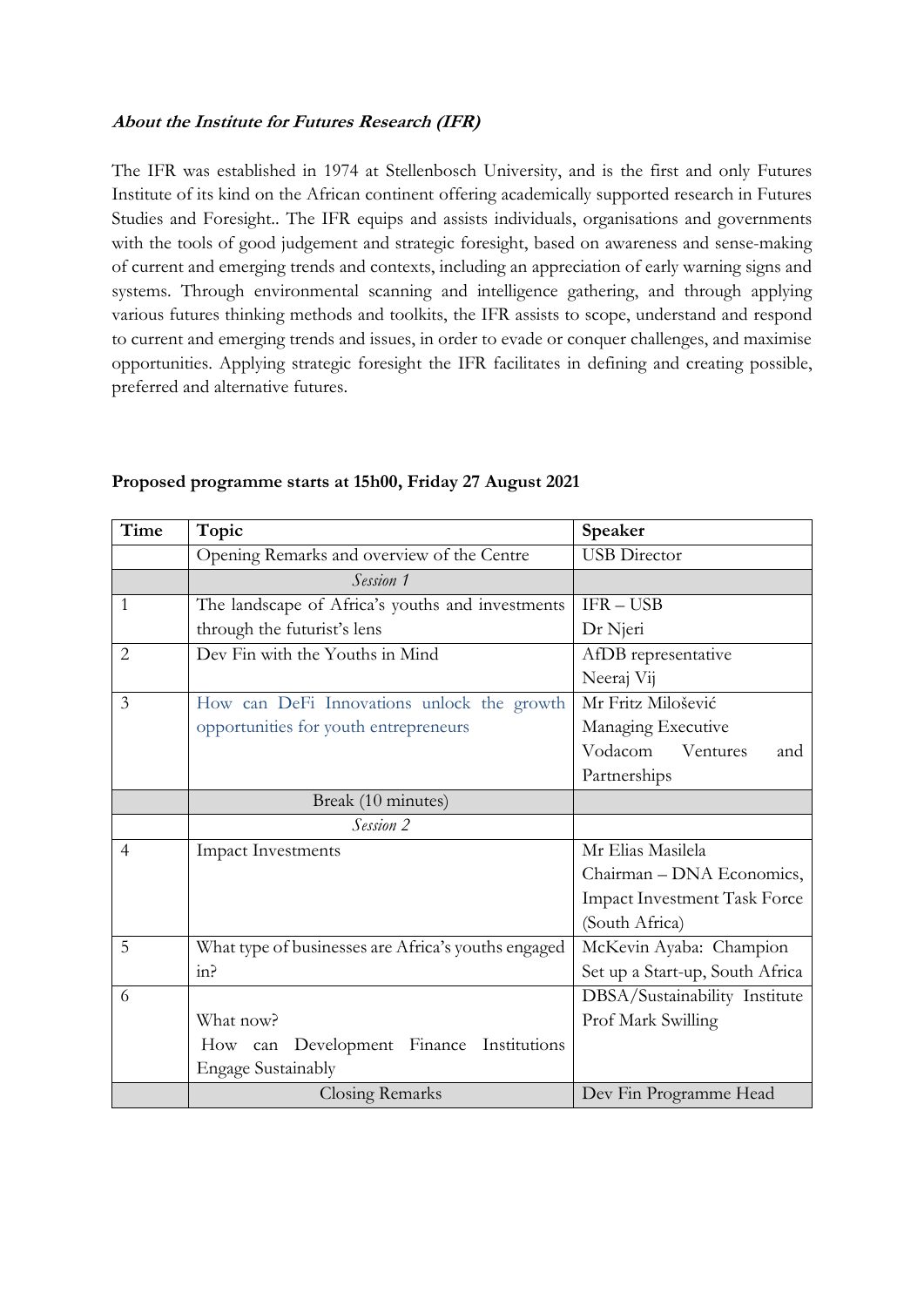***About the Institute for Futures Research (IFR)***

The IFR was established in 1974 at Stellenbosch University, and is the first and only Futures Institute of its kind on the African continent offering academically supported research in Futures Studies and Foresight.. The IFR equips and assists individuals, organisations and governments with the tools of good judgement and strategic foresight, based on awareness and sense-making of current and emerging trends and contexts, including an appreciation of early warning signs and systems. Through environmental scanning and intelligence gathering, and through applying various futures thinking methods and toolkits, the IFR assists to scope, understand and respond to current and emerging trends and issues, in order to evade or conquer challenges, and maximise opportunities. Applying strategic foresight the IFR facilitates in defining and creating possible, preferred and alternative futures.

**Proposed programme starts at 15h00, Friday 27 August 2021**

| Time | Topic | Speaker |
|---|---|---|
| | Opening Remarks and overview of the Centre | USB Director |
| | *Session 1* | |
| 1 | The landscape of Africa's youths and investments through the futurist's lens | IFR – USB<br>Dr Njeri |
| 2 | Dev Fin with the Youths in Mind | AfDB representative<br>Neeraj Vij |
| 3 | How can DeFi Innovations unlock the growth opportunities for youth entrepreneurs | Mr Fritz Milošević<br>Managing Executive Vodacom Ventures and Partnerships |
| | Break (10 minutes) | |
| | *Session 2* | |
| 4 | Impact Investments | Mr Elias Masilela<br>Chairman – DNA Economics, Impact Investment Task Force (South Africa) |
| 5 | What type of businesses are Africa's youths engaged in? | McKevin Ayaba: Champion<br>Set up a Start-up, South Africa |
| 6 | What now?<br>How can Development Finance Institutions Engage Sustainably | DBSA/Sustainability Institute<br>Prof Mark Swilling |
| | Closing Remarks | Dev Fin Programme Head |